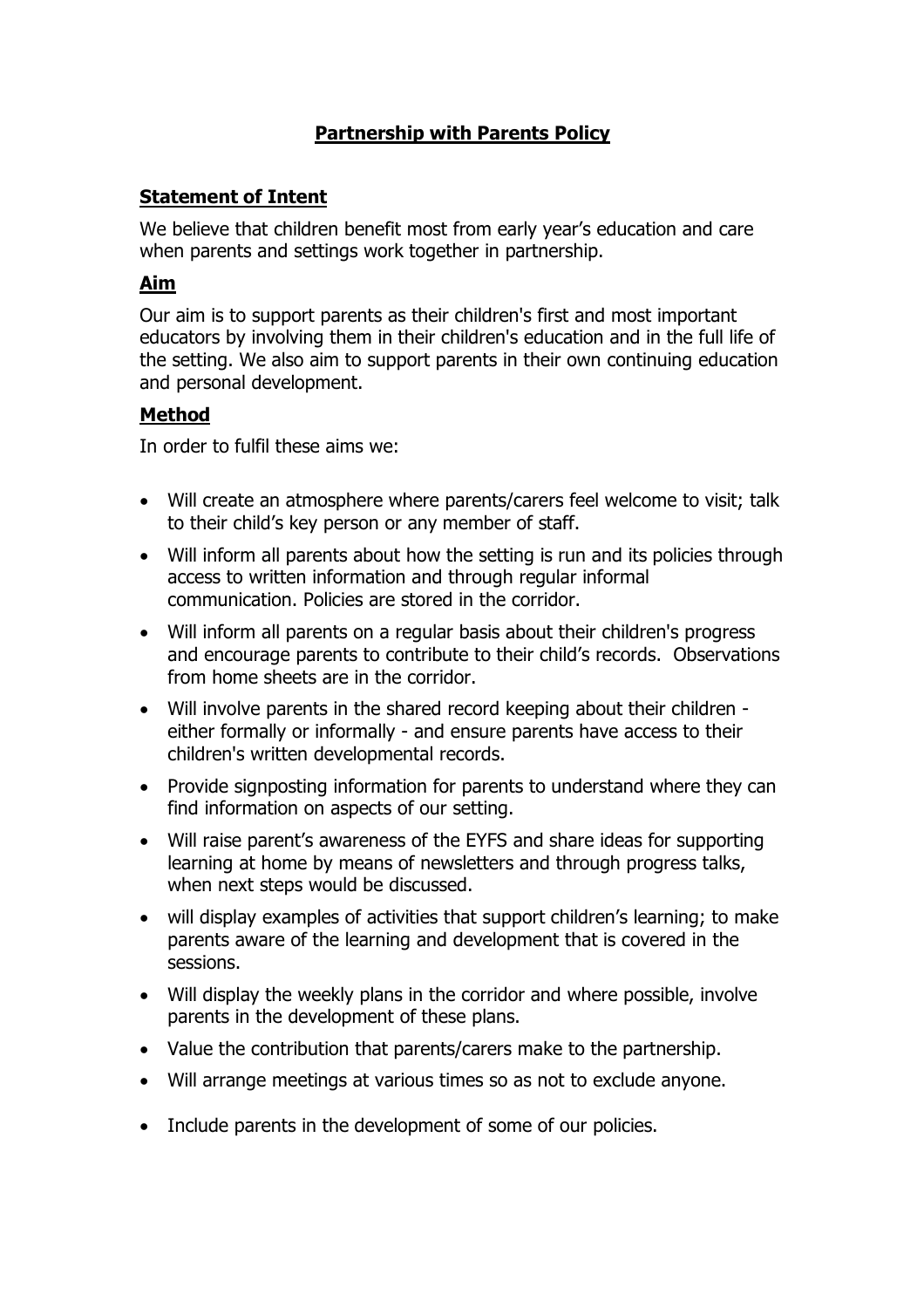# Partnership with Parents Policy

## Statement of Intent

We believe that children benefit most from early year's education and care when parents and settings work together in partnership.

## Aim

Our aim is to support parents as their children's first and most important educators by involving them in their children's education and in the full life of the setting. We also aim to support parents in their own continuing education and personal development.

## Method

In order to fulfil these aims we:

- Will create an atmosphere where parents/carers feel welcome to visit; talk to their child's key person or any member of staff.
- Will inform all parents about how the setting is run and its policies through access to written information and through regular informal communication. Policies are stored in the corridor.
- Will inform all parents on a regular basis about their children's progress and encourage parents to contribute to their child's records. Observations from home sheets are in the corridor.
- Will involve parents in the shared record keeping about their children - either formally or informally - and ensure parents have access to their children's written developmental records.
- Provide signposting information for parents to understand where they can find information on aspects of our setting.
- Will raise parent's awareness of the EYFS and share ideas for supporting learning at home by means of newsletters and through progress talks, when next steps would be discussed.
- will display examples of activities that support children's learning; to make parents aware of the learning and development that is covered in the sessions.
- Will display the weekly plans in the corridor and where possible, involve parents in the development of these plans.
- Value the contribution that parents/carers make to the partnership.
- Will arrange meetings at various times so as not to exclude anyone.
- Include parents in the development of some of our policies.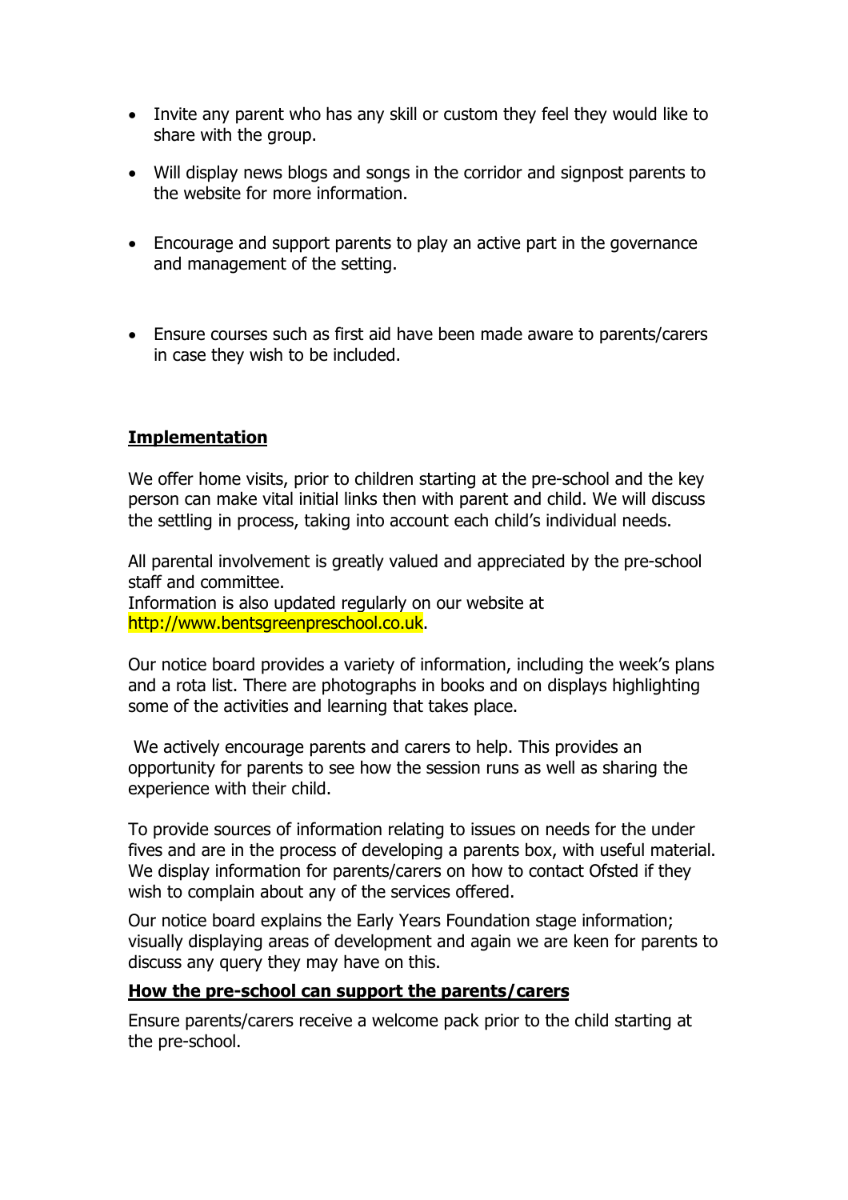- Invite any parent who has any skill or custom they feel they would like to share with the group.
- Will display news blogs and songs in the corridor and signpost parents to the website for more information.
- Encourage and support parents to play an active part in the governance and management of the setting.
- Ensure courses such as first aid have been made aware to parents/carers in case they wish to be included.

## **Implementation**

We offer home visits, prior to children starting at the pre-school and the key person can make vital initial links then with parent and child. We will discuss the settling in process, taking into account each child's individual needs.

All parental involvement is greatly valued and appreciated by the pre-school staff and committee.
Information is also updated regularly on our website at http://www.bentsgreenpreschool.co.uk.

Our notice board provides a variety of information, including the week's plans and a rota list. There are photographs in books and on displays highlighting some of the activities and learning that takes place.

We actively encourage parents and carers to help. This provides an opportunity for parents to see how the session runs as well as sharing the experience with their child.

To provide sources of information relating to issues on needs for the under fives and are in the process of developing a parents box, with useful material. We display information for parents/carers on how to contact Ofsted if they wish to complain about any of the services offered.

Our notice board explains the Early Years Foundation stage information; visually displaying areas of development and again we are keen for parents to discuss any query they may have on this.

## **How the pre-school can support the parents/carers**

Ensure parents/carers receive a welcome pack prior to the child starting at the pre-school.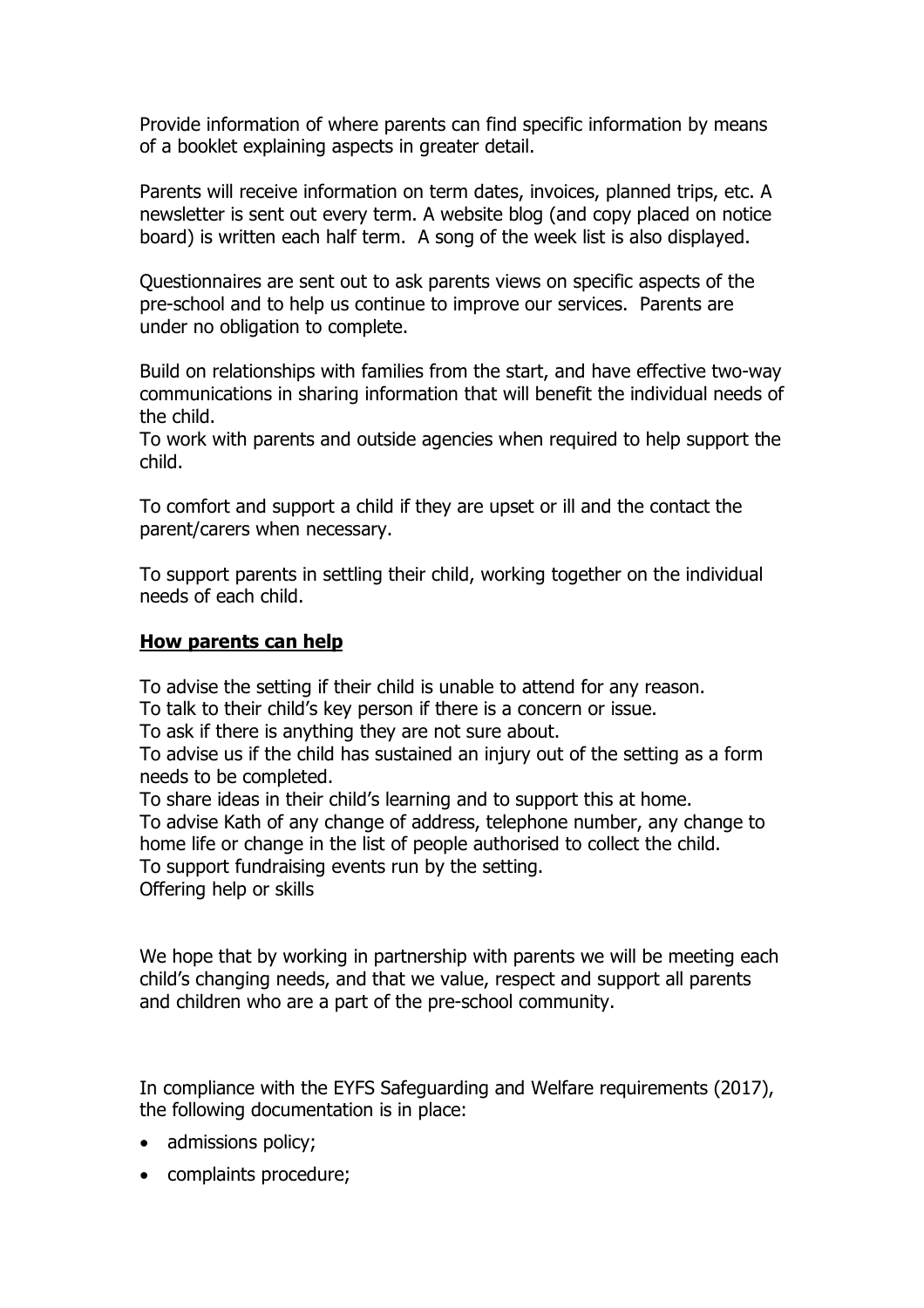Provide information of where parents can find specific information by means of a booklet explaining aspects in greater detail.

Parents will receive information on term dates, invoices, planned trips, etc. A newsletter is sent out every term. A website blog (and copy placed on notice board) is written each half term. A song of the week list is also displayed.

Questionnaires are sent out to ask parents views on specific aspects of the pre-school and to help us continue to improve our services. Parents are under no obligation to complete.

Build on relationships with families from the start, and have effective two-way communications in sharing information that will benefit the individual needs of the child.
To work with parents and outside agencies when required to help support the child.

To comfort and support a child if they are upset or ill and the contact the parent/carers when necessary.

To support parents in settling their child, working together on the individual needs of each child.

**How parents can help**

To advise the setting if their child is unable to attend for any reason.
To talk to their child's key person if there is a concern or issue.
To ask if there is anything they are not sure about.
To advise us if the child has sustained an injury out of the setting as a form needs to be completed.
To share ideas in their child's learning and to support this at home.
To advise Kath of any change of address, telephone number, any change to home life or change in the list of people authorised to collect the child.
To support fundraising events run by the setting.
Offering help or skills

We hope that by working in partnership with parents we will be meeting each child's changing needs, and that we value, respect and support all parents and children who are a part of the pre-school community.

In compliance with the EYFS Safeguarding and Welfare requirements (2017), the following documentation is in place:

- admissions policy;
- complaints procedure;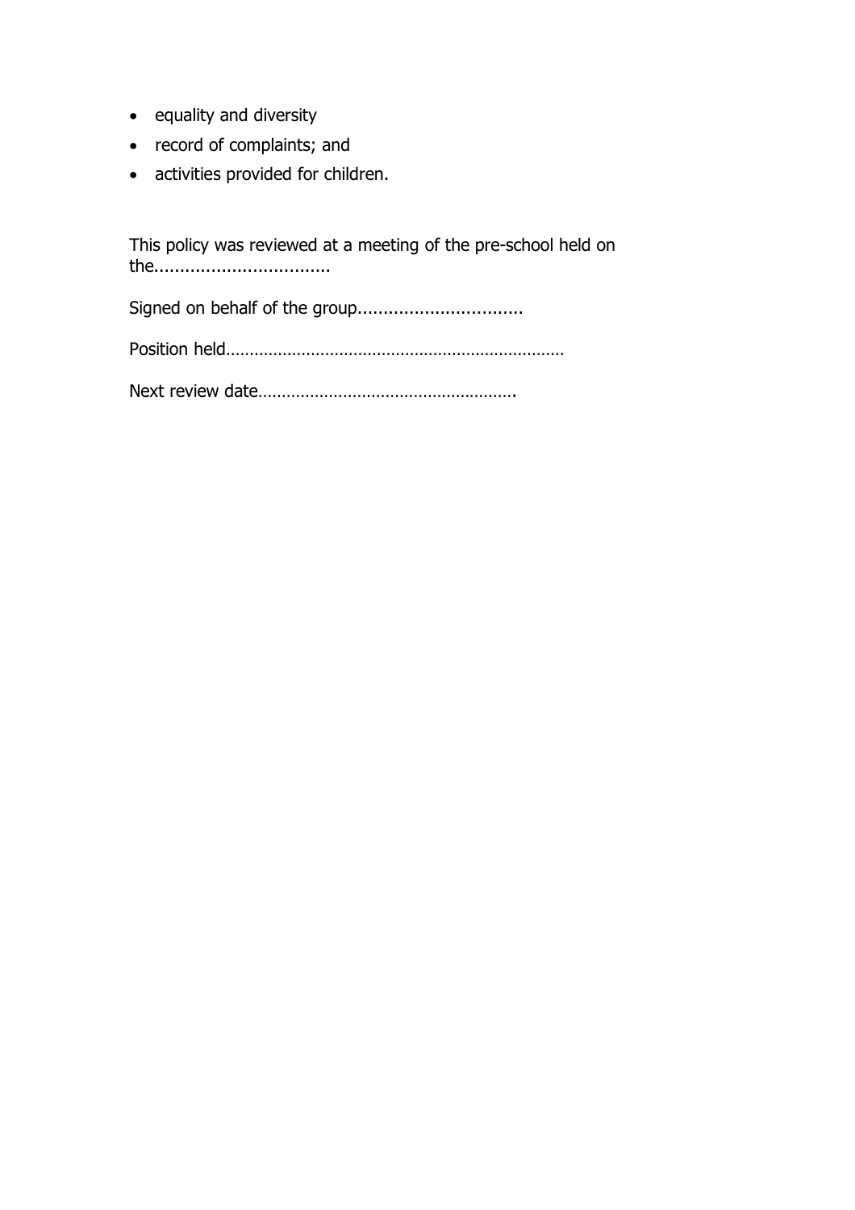- equality and diversity
- record of complaints; and
- activities provided for children.

This policy was reviewed at a meeting of the pre-school held on the.................................

Signed on behalf of the group................................

Position held……………………………………………………………

Next review date……………………………………………….